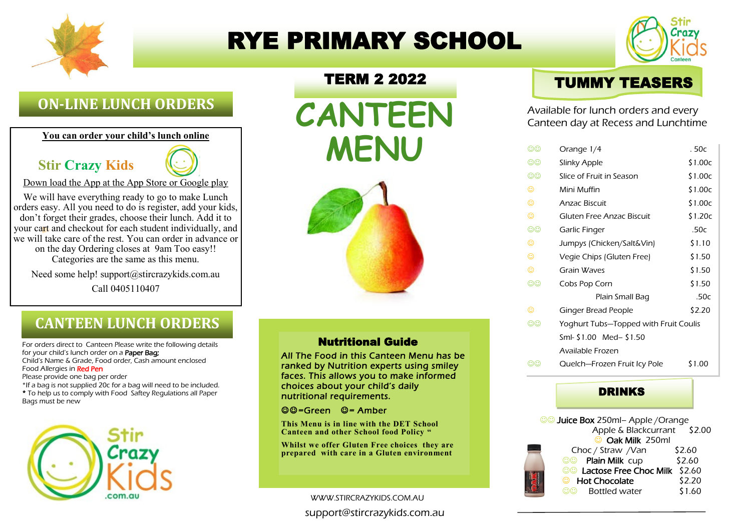# RYE PRIMARY SCHOOL

## ON-LINE LUNCH ORDERS

**You can order your child's lunch online**

**Stir Crazy Kids**

Down load the App at the App Store or Google play

We will have everything ready to go to make Lunch orders easy. All you need to do is register, add your kids, don't forget their grades, choose their lunch. Add it to your cart and checkout for each student individually, and we will take care of the rest. You can order in advance or on the day Ordering closes at 9am Too easy!! Categories are the same as this menu.

Need some help! support@stircrazykids.com.au

Call 0405110407

## CANTEEN LUNCH ORDERS

For orders direct to Canteen Please write the following details for your child's lunch order on a **Paper Bag;**
Child's Name & Grade, Food order, Cash amount enclosed
Food Allergies in Red Pen
Please provide one bag per order
*If a bag is not supplied 20c for a bag will need to be included.
* To help us to comply with Food Saftey Regulations all Paper Bags must be new

## TERM 2 2022

# CANTEEN MENU

### Nutritional Guide

*All The Food in this Canteen Menu has be ranked by Nutrition experts using smiley faces. This allows you to make informed choices about your child's daily nutritional requirements.*

☺☺=Green ☺= Amber

**This Menu is in line with the DET School Canteen and other School food Policy "**

**Whilst we offer Gluten Free choices they are prepared with care in a Gluten environment**

WWW.STIRCRAZYKIDS.COM.AU

support@stircrazykids.com.au

## TUMMY TEASERS

Available for lunch orders and every Canteen day at Recess and Lunchtime

| | Item | Price |
|---|---|---|
| ☺☺ | Orange 1/4 | .50c |
| ☺☺ | Slinky Apple | $1.00c |
| ☺☺ | Slice of Fruit in Season | $1.00c |
| ☺ | Mini Muffin | $1.00c |
| ☺ | Anzac Biscuit | $1.00c |
| ☺ | Gluten Free Anzac Biscuit | $1.20c |
| ☺☺ | Garlic Finger | .50c |
| ☺ | Jumpys (Chicken/Salt&Vin) | $1.10 |
| ☺ | Vegie Chips (Gluten Free) | $1.50 |
| ☺ | Grain Waves | $1.50 |
| ☺☺ | Cobs Pop Corn | $1.50 |
| | Plain Small Bag | .50c |
| ☺ | Ginger Bread People | $2.20 |
| ☺☺ | Yoghurt Tubs—Topped with Fruit Coulis | |
| | Sml- $1.00 Med– $1.50 | |
| | Available Frozen | |
| ☺☺ | Quelch—Frozen Fruit Icy Pole | $1.00 |

## DRINKS

| | Item | Price |
|---|---|---|
| ☺☺ | **Juice Box** 250ml– Apple /Orange Apple & Blackcurrant | $2.00 |
| ☺ | **Oak Milk** 250ml Choc / Straw /Van | $2.60 |
| ☺☺ | **Plain Milk** cup | $2.60 |
| ☺☺ | **Lactose Free Choc Milk** | $2.60 |
| ☺ | **Hot Chocolate** | $2.20 |
| ☺☺ | Bottled water | $1.60 |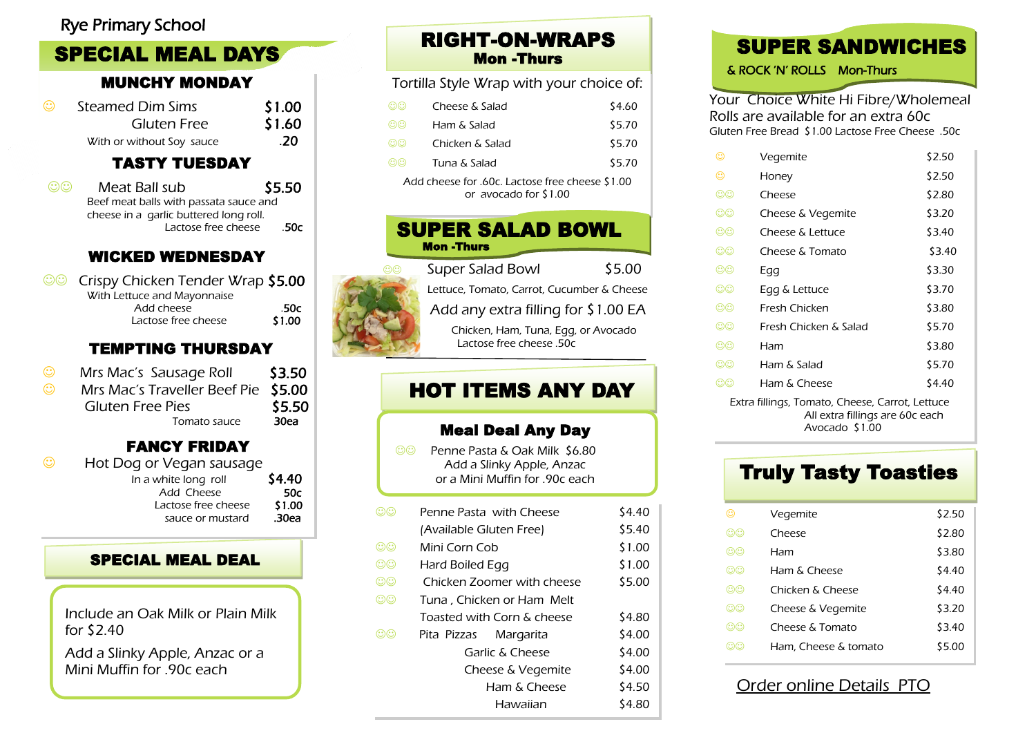Rye Primary School

# SPECIAL MEAL DAYS

## MUNCHY MONDAY

| | | |
|---|---|---|
| ☺ | Steamed Dim Sims | $1.00 |
| | Gluten Free | $1.60 |
| | With or without Soy sauce | .20 |

## TASTY TUESDAY

| | | |
|---|---|---|
| ☺☺ | Meat Ball sub | $5.50 |
| | Beef meat balls with passata sauce and cheese in a garlic buttered long roll. | |
| | Lactose free cheese | .50c |

## WICKED WEDNESDAY

| | | |
|---|---|---|
| ☺☺ | Crispy Chicken Tender Wrap | $5.00 |
| | With Lettuce and Mayonnaise | |
| | Add cheese | .50c |
| | Lactose free cheese | $1.00 |

## TEMPTING THURSDAY

| | | |
|---|---|---|
| ☺ | Mrs Mac's Sausage Roll | $3.50 |
| ☺ | Mrs Mac's Traveller Beef Pie | $5.00 |
| | Gluten Free Pies | $5.50 |
| | Tomato sauce | 30ea |

## FANCY FRIDAY

| | | |
|---|---|---|
| ☺ | Hot Dog or Vegan sausage | |
| | In a white long roll | $4.40 |
| | Add Cheese | 50c |
| | Lactose free cheese | $1.00 |
| | sauce or mustard | .30ea |

## SPECIAL MEAL DEAL

Include an Oak Milk or Plain Milk for $2.40

Add a Slinky Apple, Anzac or a Mini Muffin for .90c each

# RIGHT-ON-WRAPS
**Mon -Thurs**

Tortilla Style Wrap with your choice of:

| | | |
|---|---|---|
| ☺☺ | Cheese & Salad | $4.60 |
| ☺☺ | Ham & Salad | $5.70 |
| ☺☺ | Chicken & Salad | $5.70 |
| ☺☺ | Tuna & Salad | $5.70 |

Add cheese for .60c. Lactose free cheese $1.00 or avocado for $1.00

# SUPER SALAD BOWL
**Mon -Thurs**

| | | |
|---|---|---|
| ☺☺ | Super Salad Bowl | $5.00 |

Lettuce, Tomato, Carrot, Cucumber & Cheese

Add any extra filling for $1.00 EA

Chicken, Ham, Tuna, Egg, or Avocado

Lactose free cheese .50c

# HOT ITEMS ANY DAY

### Meal Deal Any Day

☺☺ Penne Pasta & Oak Milk $6.80

Add a Slinky Apple, Anzac or a Mini Muffin for .90c each

| | | |
|---|---|---|
| ☺☺ | Penne Pasta with Cheese | $4.40 |
| | (Available Gluten Free) | $5.40 |
| ☺☺ | Mini Corn Cob | $1.00 |
| ☺☺ | Hard Boiled Egg | $1.00 |
| ☺☺ | Chicken Zoomer with cheese | $5.00 |
| ☺☺ | Tuna , Chicken or Ham Melt Toasted with Corn & cheese | $4.80 |
| ☺☺ | Pita Pizzas Margarita | $4.00 |
| | Garlic & Cheese | $4.00 |
| | Cheese & Vegemite | $4.00 |
| | Ham & Cheese | $4.50 |
| | Hawaiian | $4.80 |

# SUPER SANDWICHES
**& ROCK 'N' ROLLS Mon-Thurs**

Your Choice White Hi Fibre/Wholemeal

Rolls are available for an extra 60c

Gluten Free Bread $1.00 Lactose Free Cheese .50c

| | | |
|---|---|---|
| ☺ | Vegemite | $2.50 |
| ☺ | Honey | $2.50 |
| ☺☺ | Cheese | $2.80 |
| ☺☺ | Cheese & Vegemite | $3.20 |
| ☺☺ | Cheese & Lettuce | $3.40 |
| ☺☺ | Cheese & Tomato | $3.40 |
| ☺☺ | Egg | $3.30 |
| ☺☺ | Egg & Lettuce | $3.70 |
| ☺☺ | Fresh Chicken | $3.80 |
| ☺☺ | Fresh Chicken & Salad | $5.70 |
| ☺☺ | Ham | $3.80 |
| ☺☺ | Ham & Salad | $5.70 |
| ☺☺ | Ham & Cheese | $4.40 |

Extra fillings, Tomato, Cheese, Carrot, Lettuce

All extra fillings are 60c each

Avocado $1.00

# Truly Tasty Toasties

| | | |
|---|---|---|
| ☺ | Vegemite | $2.50 |
| ☺☺ | Cheese | $2.80 |
| ☺☺ | Ham | $3.80 |
| ☺☺ | Ham & Cheese | $4.40 |
| ☺☺ | Chicken & Cheese | $4.40 |
| ☺☺ | Cheese & Vegemite | $3.20 |
| ☺☺ | Cheese & Tomato | $3.40 |
| ☺☺ | Ham, Cheese & tomato | $5.00 |

Order online Details PTO